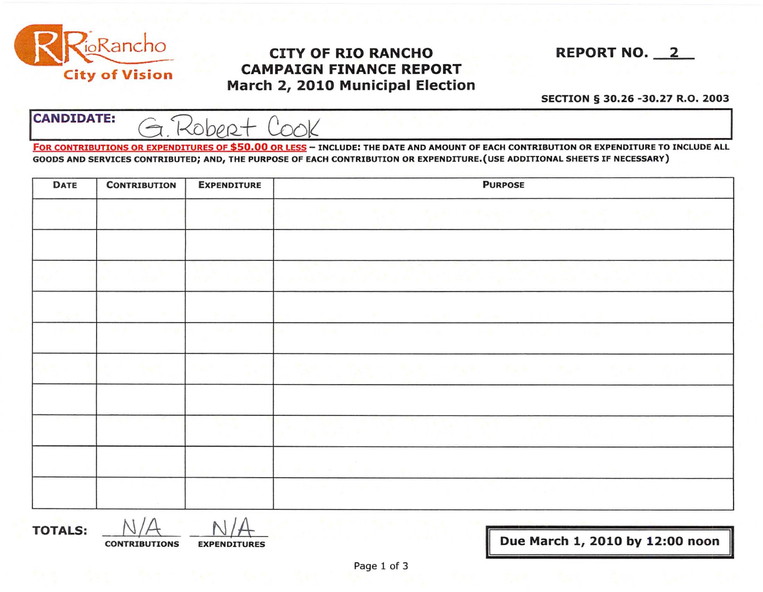RioRancho City of Vision

# CITY OF RIO RANCHO
# CAMPAIGN FINANCE REPORT
## March 2, 2010 Municipal Election

**REPORT NO. 2**

**SECTION § 30.26 -30.27 R.O. 2003**

**CANDIDATE:** G. Robert Cook

**FOR CONTRIBUTIONS OR EXPENDITURES OF $50.00 OR LESS** – INCLUDE: THE DATE AND AMOUNT OF EACH CONTRIBUTION OR EXPENDITURE TO INCLUDE ALL GOODS AND SERVICES CONTRIBUTED; AND, THE PURPOSE OF EACH CONTRIBUTION OR EXPENDITURE. (USE ADDITIONAL SHEETS IF NECESSARY)

| DATE | CONTRIBUTION | EXPENDITURE | PURPOSE |
|---|---|---|---|
| | | | |
| | | | |
| | | | |
| | | | |
| | | | |
| | | | |
| | | | |
| | | | |
| | | | |
| | | | |

**TOTALS:** N/A (CONTRIBUTIONS) N/A (EXPENDITURES)

**Due March 1, 2010 by 12:00 noon**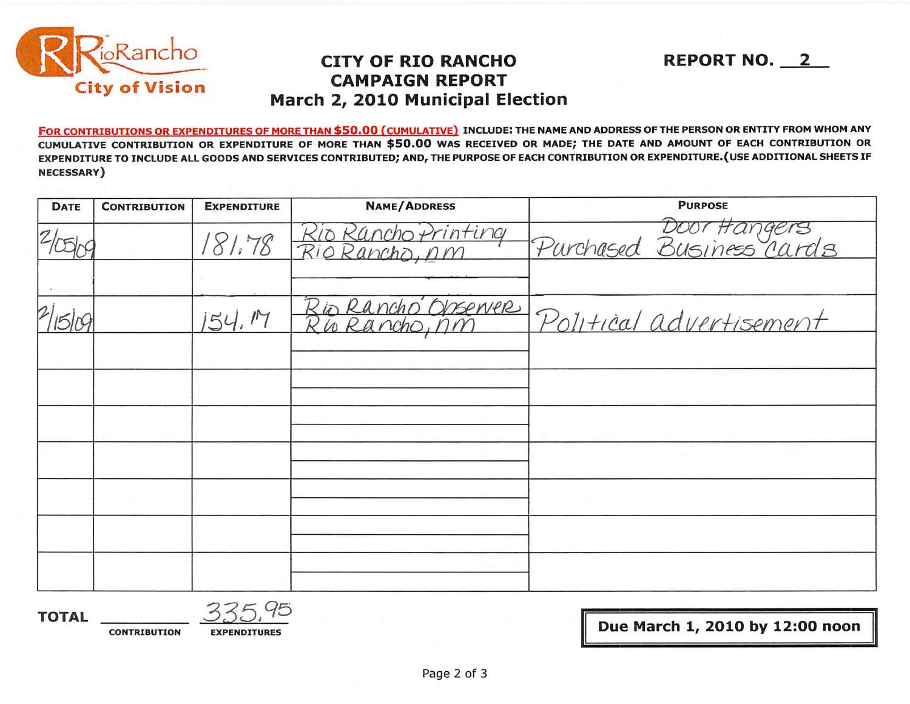RioRancho
City of Vision

# CITY OF RIO RANCHO CAMPAIGN REPORT
## March 2, 2010 Municipal Election

**REPORT NO. 2**

**FOR CONTRIBUTIONS OR EXPENDITURES OF MORE THAN $50.00 (CUMULATIVE)** INCLUDE: THE NAME AND ADDRESS OF THE PERSON OR ENTITY FROM WHOM ANY CUMULATIVE CONTRIBUTION OR EXPENDITURE OF MORE THAN $50.00 WAS RECEIVED OR MADE; THE DATE AND AMOUNT OF EACH CONTRIBUTION OR EXPENDITURE TO INCLUDE ALL GOODS AND SERVICES CONTRIBUTED; AND, THE PURPOSE OF EACH CONTRIBUTION OR EXPENDITURE. (USE ADDITIONAL SHEETS IF NECESSARY)

| DATE | CONTRIBUTION | EXPENDITURE | NAME/ADDRESS | PURPOSE |
|---|---|---|---|---|
| 2/05/09 | | 181.78 | Rio Rancho Printing<br>Rio Rancho, nm | Purchased Door Hangers Business Cards |
| | | | | |
| 2/15/09 | | 154.17 | Rio Rancho Observer<br>Rio Rancho, nm | Political advertisement |
| | | | | |
| | | | | |
| | | | | |
| | | | | |
| | | | | |
| | | | | |
| | | | | |

**TOTAL** ________ CONTRIBUTION &nbsp;&nbsp; 335.95 EXPENDITURES

**Due March 1, 2010 by 12:00 noon**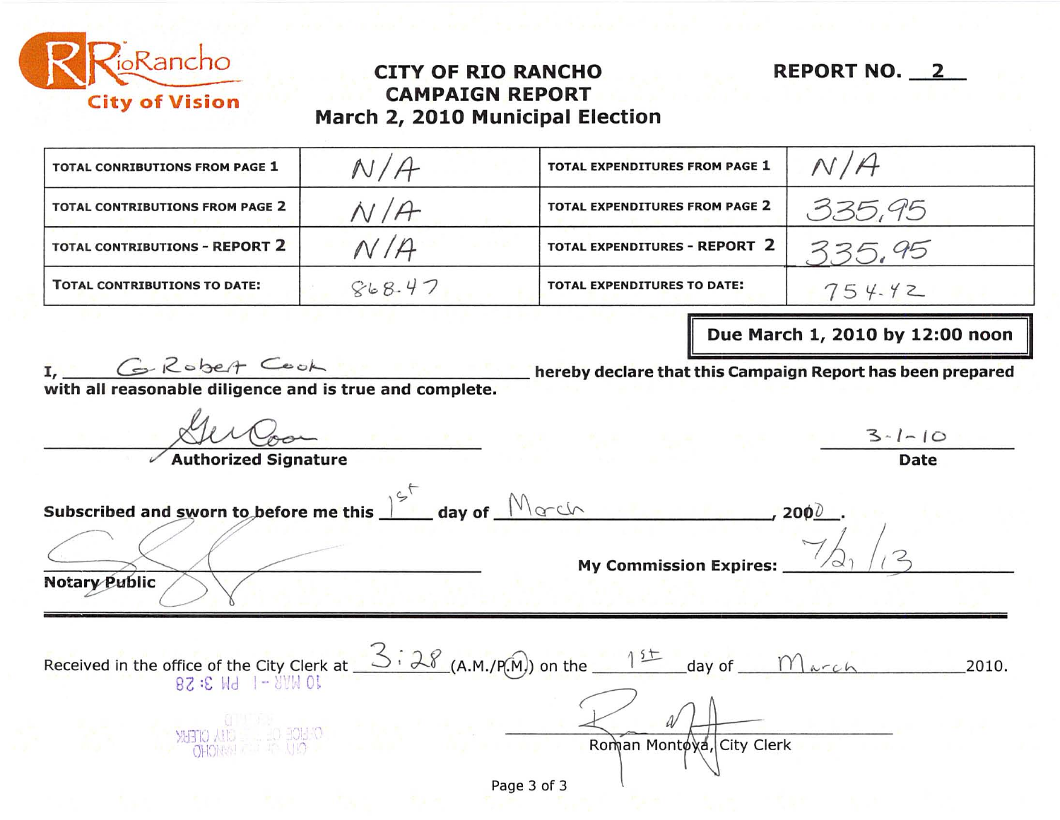RioRancho
City of Vision

# CITY OF RIO RANCHO
## CAMPAIGN REPORT
## March 2, 2010 Municipal Election

**REPORT NO. 2**

| | | | |
|---|---|---|---|
| TOTAL CONRIBUTIONS FROM PAGE 1 | N/A | TOTAL EXPENDITURES FROM PAGE 1 | N/A |
| TOTAL CONTRIBUTIONS FROM PAGE 2 | N/A | TOTAL EXPENDITURES FROM PAGE 2 | 335.95 |
| TOTAL CONTRIBUTIONS - REPORT 2 | N/A | TOTAL EXPENDITURES - REPORT 2 | 335.95 |
| TOTAL CONTRIBUTIONS TO DATE: | 868.47 | TOTAL EXPENDITURES TO DATE: | 754.42 |

**Due March 1, 2010 by 12:00 noon**

**I,** G. Robert Cook **hereby declare that this Campaign Report has been prepared with all reasonable diligence and is true and complete.**

[signature]
**Authorized Signature**

3-1-10
**Date**

**Subscribed and sworn to before me this** 1st **day of** March**, 2010.**

[signature]
**Notary Public**

**My Commission Expires:** 7/21/13

---

Received in the office of the City Clerk at 3:28 (A.M./P.M.) on the 1st day of March 2010.

10 MAR - 1 PM 3:28
RECEIVED
OFFICE OF CITY CLERK
CITY OF RIO RANCHO

[signature]
Roman Montoya, City Clerk